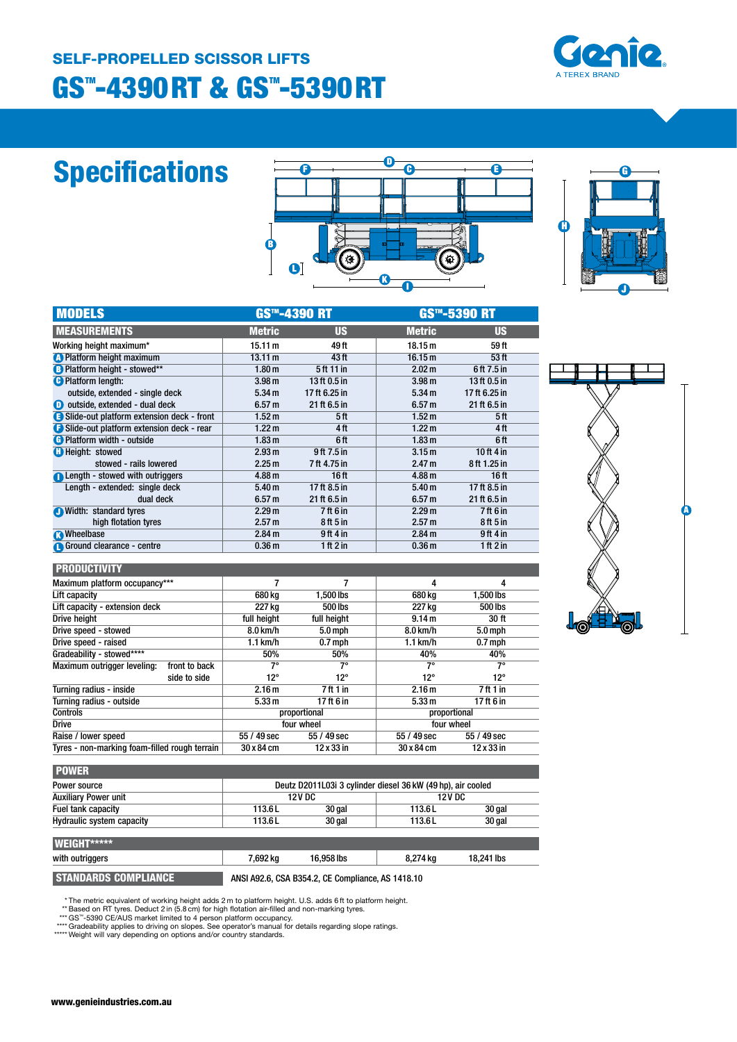## SELF-PROPELLED SCISSOR LIFTS

# GS™-4390 RT & GS™-5390 RT

Genie
A TEREX BRAND

## Specifications

| MODELS | GS™-4390 RT | | GS™-5390 RT | |
|---|---|---|---|---|
| **MEASUREMENTS** | **Metric** | **US** | **Metric** | **US** |
| Working height maximum* | 15.11 m | 49 ft | 18.15 m | 59 ft |
| A Platform height maximum | 13.11 m | 43 ft | 16.15 m | 53 ft |
| B Platform height - stowed** | 1.80 m | 5 ft 11 in | 2.02 m | 6 ft 7.5 in |
| C Platform length: | 3.98 m | 13 ft 0.5 in | 3.98 m | 13 ft 0.5 in |
| outside, extended - single deck | 5.34 m | 17 ft 6.25 in | 5.34 m | 17 ft 6.25 in |
| D outside, extended - dual deck | 6.57 m | 21 ft 6.5 in | 6.57 m | 21 ft 6.5 in |
| E Slide-out platform extension deck - front | 1.52 m | 5 ft | 1.52 m | 5 ft |
| F Slide-out platform extension deck - rear | 1.22 m | 4 ft | 1.22 m | 4 ft |
| G Platform width - outside | 1.83 m | 6 ft | 1.83 m | 6 ft |
| H Height: stowed | 2.93 m | 9 ft 7.5 in | 3.15 m | 10 ft 4 in |
| stowed - rails lowered | 2.25 m | 7 ft 4.75 in | 2.47 m | 8 ft 1.25 in |
| I Length - stowed with outriggers | 4.88 m | 16 ft | 4.88 m | 16 ft |
| Length - extended: single deck | 5.40 m | 17 ft 8.5 in | 5.40 m | 17 ft 8.5 in |
| dual deck | 6.57 m | 21 ft 6.5 in | 6.57 m | 21 ft 6.5 in |
| J Width: standard tyres | 2.29 m | 7 ft 6 in | 2.29 m | 7 ft 6 in |
| high flotation tyres | 2.57 m | 8 ft 5 in | 2.57 m | 8 ft 5 in |
| K Wheelbase | 2.84 m | 9 ft 4 in | 2.84 m | 9 ft 4 in |
| L Ground clearance - centre | 0.36 m | 1 ft 2 in | 0.36 m | 1 ft 2 in |

| PRODUCTIVITY | | | | |
|---|---|---|---|---|
| Maximum platform occupancy*** | 7 | 7 | 4 | 4 |
| Lift capacity | 680 kg | 1,500 lbs | 680 kg | 1,500 lbs |
| Lift capacity - extension deck | 227 kg | 500 lbs | 227 kg | 500 lbs |
| Drive height | full height | full height | 9.14 m | 30 ft |
| Drive speed - stowed | 8.0 km/h | 5.0 mph | 8.0 km/h | 5.0 mph |
| Drive speed - raised | 1.1 km/h | 0.7 mph | 1.1 km/h | 0.7 mph |
| Gradeability - stowed**** | 50% | 50% | 40% | 40% |
| Maximum outrigger leveling: front to back | 7° | 7° | 7° | 7° |
| side to side | 12° | 12° | 12° | 12° |
| Turning radius - inside | 2.16 m | 7 ft 1 in | 2.16 m | 7 ft 1 in |
| Turning radius - outside | 5.33 m | 17 ft 6 in | 5.33 m | 17 ft 6 in |
| Controls | proportional | | proportional | |
| Drive | four wheel | | four wheel | |
| Raise / lower speed | 55 / 49 sec | 55 / 49 sec | 55 / 49 sec | 55 / 49 sec |
| Tyres - non-marking foam-filled rough terrain | 30 x 84 cm | 12 x 33 in | 30 x 84 cm | 12 x 33 in |

| POWER | | | | |
|---|---|---|---|---|
| Power source | Deutz D2011L03i 3 cylinder diesel 36 kW (49 hp), air cooled | | | |
| Auxiliary Power unit | 12 V DC | | 12 V DC | |
| Fuel tank capacity | 113.6 L | 30 gal | 113.6 L | 30 gal |
| Hydraulic system capacity | 113.6 L | 30 gal | 113.6 L | 30 gal |

| WEIGHT***** | | | | |
|---|---|---|---|---|
| with outriggers | 7,692 kg | 16,958 lbs | 8,274 kg | 18,241 lbs |

| STANDARDS COMPLIANCE | ANSI A92.6, CSA B354.2, CE Compliance, AS 1418.10 |
|---|---|

* The metric equivalent of working height adds 2 m to platform height. U.S. adds 6 ft to platform height.
** Based on RT tyres. Deduct 2 in (5.8 cm) for high flotation air-filled and non-marking tyres.
*** GS™-5390 CE/AUS market limited to 4 person platform occupancy.
**** Gradeability applies to driving on slopes. See operator's manual for details regarding slope ratings.
***** Weight will vary depending on options and/or country standards.

www.genieindustries.com.au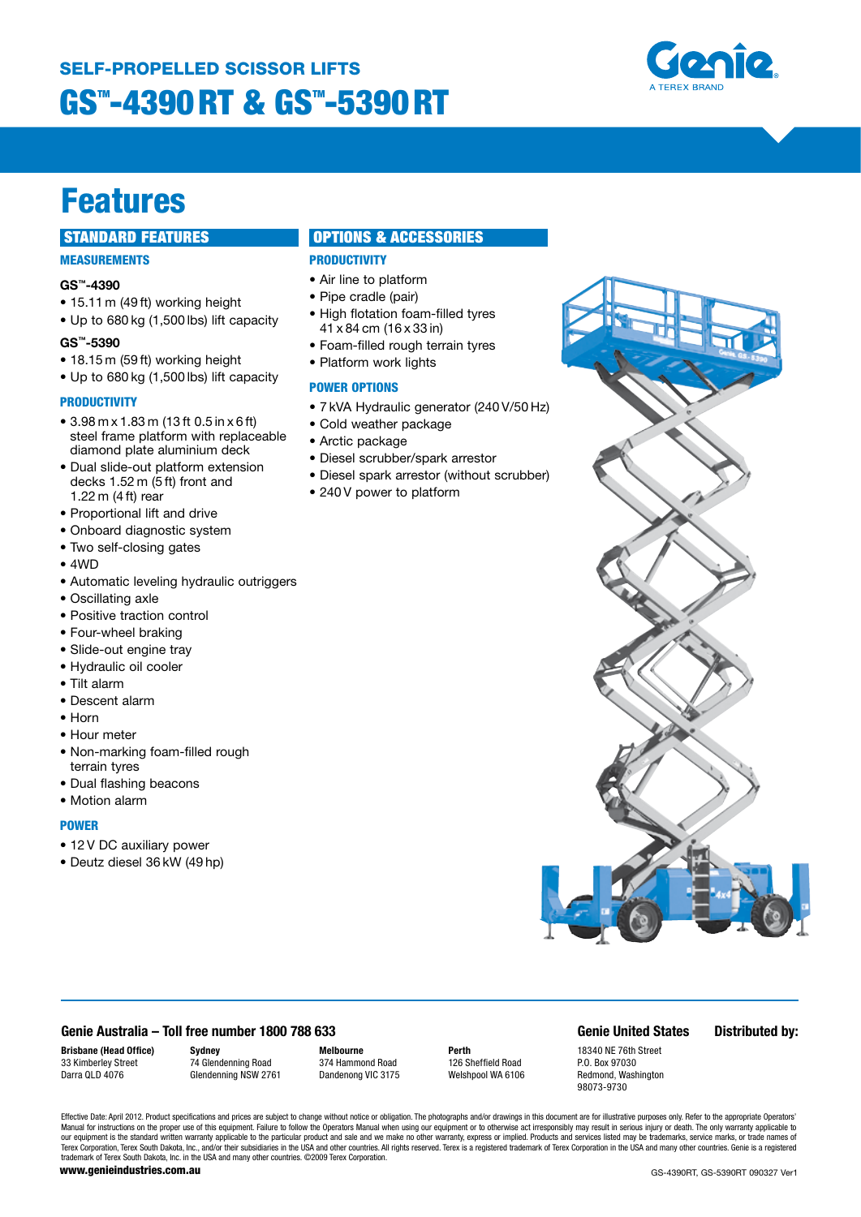## SELF-PROPELLED SCISSOR LIFTS

# GS™-4390 RT & GS™-5390 RT

Genie
A TEREX BRAND

# Features

## STANDARD FEATURES

### MEASUREMENTS

**GS™-4390**

- 15.11 m (49 ft) working height
- Up to 680 kg (1,500 lbs) lift capacity

**GS™-5390**

- 18.15 m (59 ft) working height
- Up to 680 kg (1,500 lbs) lift capacity

### PRODUCTIVITY

- 3.98 m x 1.83 m (13 ft 0.5 in x 6 ft) steel frame platform with replaceable diamond plate aluminium deck
- Dual slide-out platform extension decks 1.52 m (5 ft) front and 1.22 m (4 ft) rear
- Proportional lift and drive
- Onboard diagnostic system
- Two self-closing gates
- 4WD
- Automatic leveling hydraulic outriggers
- Oscillating axle
- Positive traction control
- Four-wheel braking
- Slide-out engine tray
- Hydraulic oil cooler
- Tilt alarm
- Descent alarm
- Horn
- Hour meter
- Non-marking foam-filled rough terrain tyres
- Dual flashing beacons
- Motion alarm

### POWER

- 12 V DC auxiliary power
- Deutz diesel 36 kW (49 hp)

## OPTIONS & ACCESSORIES

### PRODUCTIVITY

- Air line to platform
- Pipe cradle (pair)
- High flotation foam-filled tyres 41 x 84 cm (16 x 33 in)
- Foam-filled rough terrain tyres
- Platform work lights

### POWER OPTIONS

- 7 kVA Hydraulic generator (240 V/50 Hz)
- Cold weather package
- Arctic package
- Diesel scrubber/spark arrestor
- Diesel spark arrestor (without scrubber)
- 240 V power to platform

---

**Genie Australia – Toll free number 1800 788 633**

**Brisbane (Head Office)**
33 Kimberley Street
Darra QLD 4076

**Sydney**
74 Glendenning Road
Glendenning NSW 2761

**Melbourne**
374 Hammond Road
Dandenong VIC 3175

**Perth**
126 Sheffield Road
Welshpool WA 6106

**Genie United States**
18340 NE 76th Street
P.O. Box 97030
Redmond, Washington
98073-9730

**Distributed by:**

Effective Date: April 2012. Product specifications and prices are subject to change without notice or obligation. The photographs and/or drawings in this document are for illustrative purposes only. Refer to the appropriate Operators' Manual for instructions on the proper use of this equipment. Failure to follow the Operators Manual when using our equipment or to otherwise act irresponsibly may result in serious injury or death. The only warranty applicable to our equipment is the standard written warranty applicable to the particular product and sale and we make no other warranty, express or implied. Products and services listed may be trademarks, service marks, or trade names of Terex Corporation, Terex South Dakota, Inc., and/or their subsidiaries in the USA and other countries. All rights reserved. Terex is a registered trademark of Terex Corporation in the USA and many other countries. Genie is a registered trademark of Terex South Dakota, Inc. in the USA and many other countries. ©2009 Terex Corporation.

**www.genieindustries.com.au**

GS-4390RT, GS-5390RT 090327 Ver1